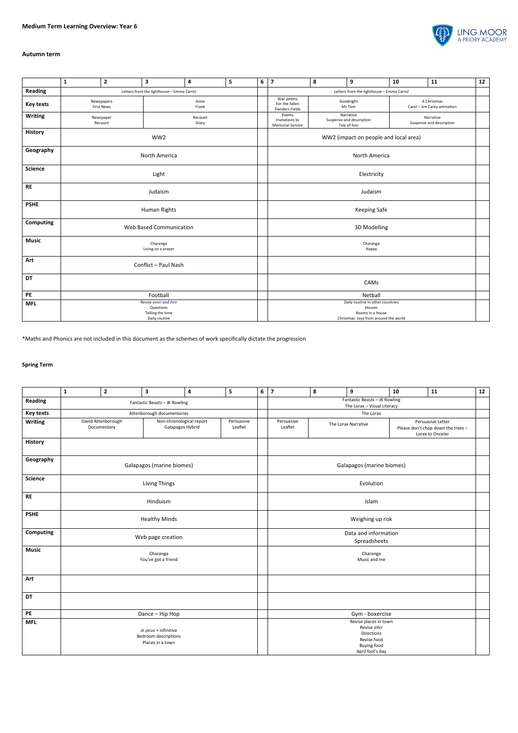**Medium Term Learning Overview: Year 6**

**Autumn term**

| | 1 | 2 | 3 | 4 | 5 | 6 | 7 | 8 | 9 | 10 | 11 | 12 |
|---|---|---|---|---|---|---|---|---|---|---|---|---|
| **Reading** | Letters from the lighthouse – Emma Carrol | | | | | | Letters from the lighthouse – Emma Carrol | | | | | |
| **Key texts** | Newspapers First News | | Anne Frank | | | | War poems For the fallen Flanders Fields | Goodnight Mr Tom | | A Christmas Carol – Jim Carey animation | | |
| **Writing** | Newspaper Recount | | Recount Diary | | | | Poems Invitations to Memorial Service | Narrative Suspense and description Tale of fear | | Narrative Suspense and description | | |
| **History** | WW2 | | | | | | WW2 (impact on people and local area) | | | | | |
| **Geography** | North America | | | | | | North America | | | | | |
| **Science** | Light | | | | | | Electricity | | | | | |
| **RE** | Judaism | | | | | | Judaism | | | | | |
| **PSHE** | Human Rights | | | | | | Keeping Safe | | | | | |
| **Computing** | Web Based Communication | | | | | | 3D Modelling | | | | | |
| **Music** | Charanga Living on a prayer | | | | | | Charanga Happy | | | | | |
| **Art** | Conflict – Paul Nash | | | | | | | | | | | |
| **DT** | | | | | | | CAMs | | | | | |
| **PE** | Football | | | | | | Netball | | | | | |
| **MFL** | Revise *avoir* and *être* Questions Telling the time Daily routine | | | | | | Daily routine in other countries Houses Rooms in a house Christmas: toys from around the world | | | | | |

*Maths and Phonics are not included in this document as the schemes of work specifically dictate the progression

**Spring Term**

| | 1 | 2 | 3 | 4 | 5 | 6 | 7 | 8 | 9 | 10 | 11 | 12 |
|---|---|---|---|---|---|---|---|---|---|---|---|---|
| **Reading** | Fantastic Beasts – JK Rowling | | | | | | Fantastic Beasts – JK Rowling The Lorax – Visual Literacy | | | | | |
| **Key texts** | Attenborough documentaries | | | | | | The Lorax | | | | | |
| **Writing** | David Attenborough Documentary | | Non-chronological report Galapagos Hybrid | | Persuasive Leaflet | | Persuasive Leaflet | The Lorax Narrative | | Persuasive Letter Please don't chop down the trees – Lorax to Onceler | | |
| **History** | | | | | | | | | | | | |
| **Geography** | Galapagos (marine biomes) | | | | | | Galapagos (marine biomes) | | | | | |
| **Science** | Living Things | | | | | | Evolution | | | | | |
| **RE** | Hinduism | | | | | | Islam | | | | | |
| **PSHE** | Healthy Minds | | | | | | Weighing up risk | | | | | |
| **Computing** | Web page creation | | | | | | Data and information Spreadsheets | | | | | |
| **Music** | Charanga You've got a friend | | | | | | Charanga Music and me | | | | | |
| **Art** | | | | | | | | | | | | |
| **DT** | | | | | | | | | | | | |
| **PE** | Dance – Hip Hop | | | | | | Gym - boxercise | | | | | |
| **MFL** | *Je peux* + infinitive Bedroom descriptions Places in a town | | | | | | Revise places in town Revise *aller* Directions Revise food Buying food April fool's day | | | | | |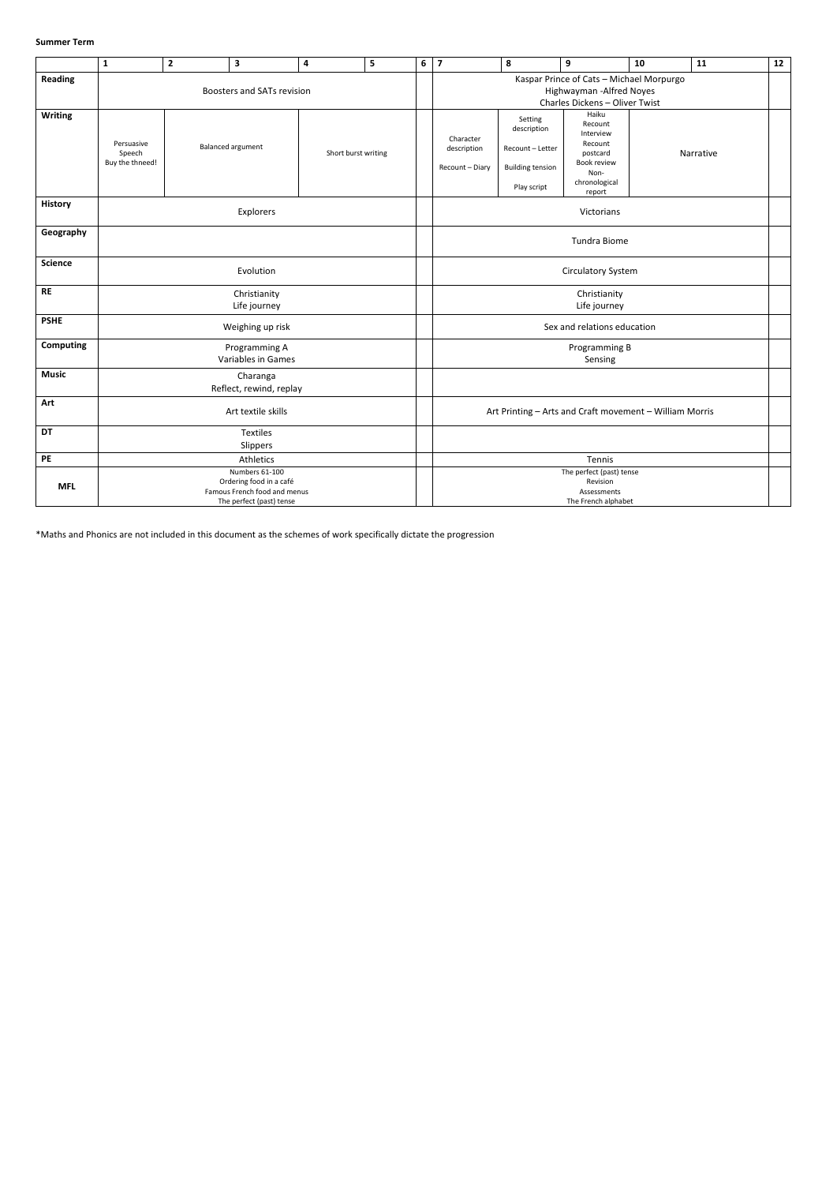**Summer Term**

| | 1 | 2 | 3 | 4 | 5 | 6 | 7 | 8 | 9 | 10 | 11 | 12 |
|---|---|---|---|---|---|---|---|---|---|---|---|---|
| **Reading** | Boosters and SATs revision | | | | | | Kaspar Prince of Cats – Michael Morpurgo<br>Highwayman -Alfred Noyes<br>Charles Dickens – Oliver Twist | | | | | |
| **Writing** | Persuasive Speech<br>Buy the thneed! | Balanced argument | | Short burst writing | | | Character description<br><br>Recount – Diary | Setting description<br><br>Recount – Letter<br><br>Building tension<br><br>Play script | Haiku<br>Recount<br>Interview<br>Recount postcard<br>Book review<br>Non-chronological report | Narrative | | |
| **History** | Explorers | | | | | | Victorians | | | | | |
| **Geography** | | | | | | | Tundra Biome | | | | | |
| **Science** | Evolution | | | | | | Circulatory System | | | | | |
| **RE** | Christianity<br>Life journey | | | | | | Christianity<br>Life journey | | | | | |
| **PSHE** | Weighing up risk | | | | | | Sex and relations education | | | | | |
| **Computing** | Programming A<br>Variables in Games | | | | | | Programming B<br>Sensing | | | | | |
| **Music** | Charanga<br>Reflect, rewind, replay | | | | | | | | | | | |
| **Art** | Art textile skills | | | | | | Art Printing – Arts and Craft movement – William Morris | | | | | |
| **DT** | Textiles<br>Slippers | | | | | | | | | | | |
| **PE** | Athletics | | | | | | Tennis | | | | | |
| **MFL** | Numbers 61-100<br>Ordering food in a café<br>Famous French food and menus<br>The perfect (past) tense | | | | | | The perfect (past) tense<br>Revision<br>Assessments<br>The French alphabet | | | | | |

*Maths and Phonics are not included in this document as the schemes of work specifically dictate the progression